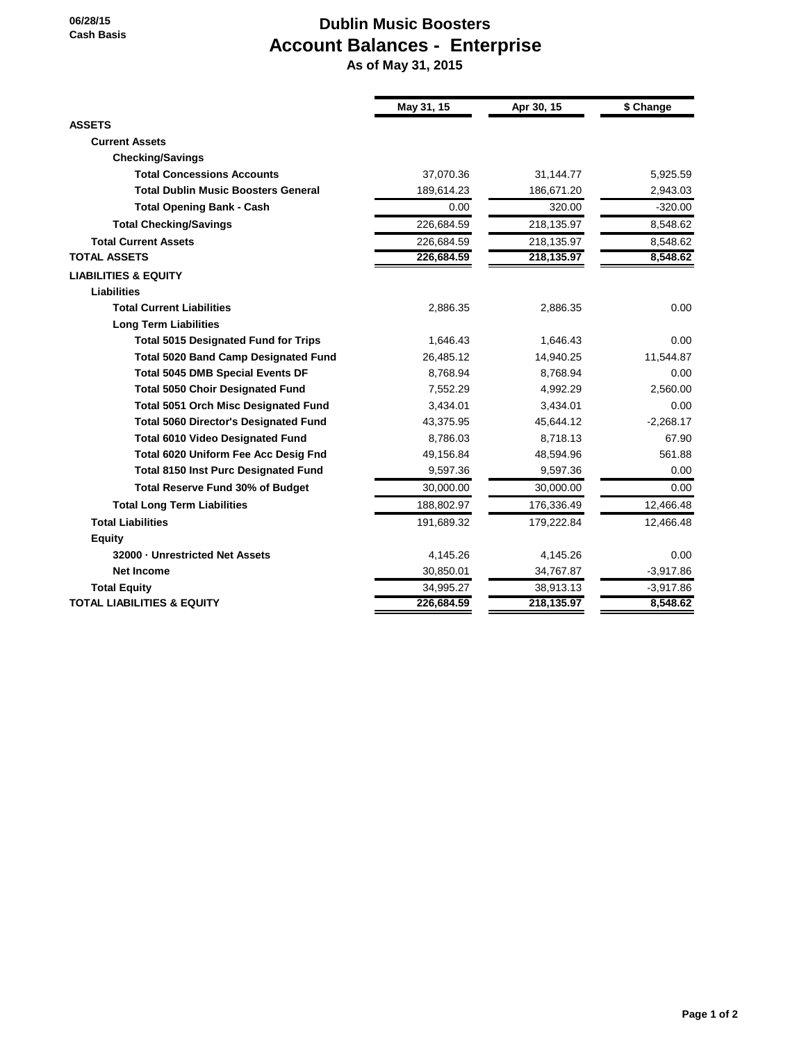06/28/15
Cash Basis

# Dublin Music Boosters
## Account Balances - Enterprise
### As of May 31, 2015

| | May 31, 15 | Apr 30, 15 | $ Change |
|---|---|---|---|
| **ASSETS** | | | |
| **Current Assets** | | | |
| **Checking/Savings** | | | |
| **Total Concessions Accounts** | 37,070.36 | 31,144.77 | 5,925.59 |
| **Total Dublin Music Boosters General** | 189,614.23 | 186,671.20 | 2,943.03 |
| **Total Opening Bank - Cash** | 0.00 | 320.00 | -320.00 |
| **Total Checking/Savings** | 226,684.59 | 218,135.97 | 8,548.62 |
| **Total Current Assets** | 226,684.59 | 218,135.97 | 8,548.62 |
| **TOTAL ASSETS** | 226,684.59 | 218,135.97 | 8,548.62 |
| **LIABILITIES & EQUITY** | | | |
| **Liabilities** | | | |
| **Total Current Liabilities** | 2,886.35 | 2,886.35 | 0.00 |
| **Long Term Liabilities** | | | |
| **Total 5015 Designated Fund for Trips** | 1,646.43 | 1,646.43 | 0.00 |
| **Total 5020 Band Camp Designated Fund** | 26,485.12 | 14,940.25 | 11,544.87 |
| **Total 5045 DMB Special Events DF** | 8,768.94 | 8,768.94 | 0.00 |
| **Total 5050 Choir Designated Fund** | 7,552.29 | 4,992.29 | 2,560.00 |
| **Total 5051 Orch Misc Designated Fund** | 3,434.01 | 3,434.01 | 0.00 |
| **Total 5060 Director's Designated Fund** | 43,375.95 | 45,644.12 | -2,268.17 |
| **Total 6010 Video Designated Fund** | 8,786.03 | 8,718.13 | 67.90 |
| **Total 6020 Uniform Fee Acc Desig Fnd** | 49,156.84 | 48,594.96 | 561.88 |
| **Total 8150 Inst Purc Designated Fund** | 9,597.36 | 9,597.36 | 0.00 |
| **Total Reserve Fund 30% of Budget** | 30,000.00 | 30,000.00 | 0.00 |
| **Total Long Term Liabilities** | 188,802.97 | 176,336.49 | 12,466.48 |
| **Total Liabilities** | 191,689.32 | 179,222.84 | 12,466.48 |
| **Equity** | | | |
| **32000 · Unrestricted Net Assets** | 4,145.26 | 4,145.26 | 0.00 |
| **Net Income** | 30,850.01 | 34,767.87 | -3,917.86 |
| **Total Equity** | 34,995.27 | 38,913.13 | -3,917.86 |
| **TOTAL LIABILITIES & EQUITY** | 226,684.59 | 218,135.97 | 8,548.62 |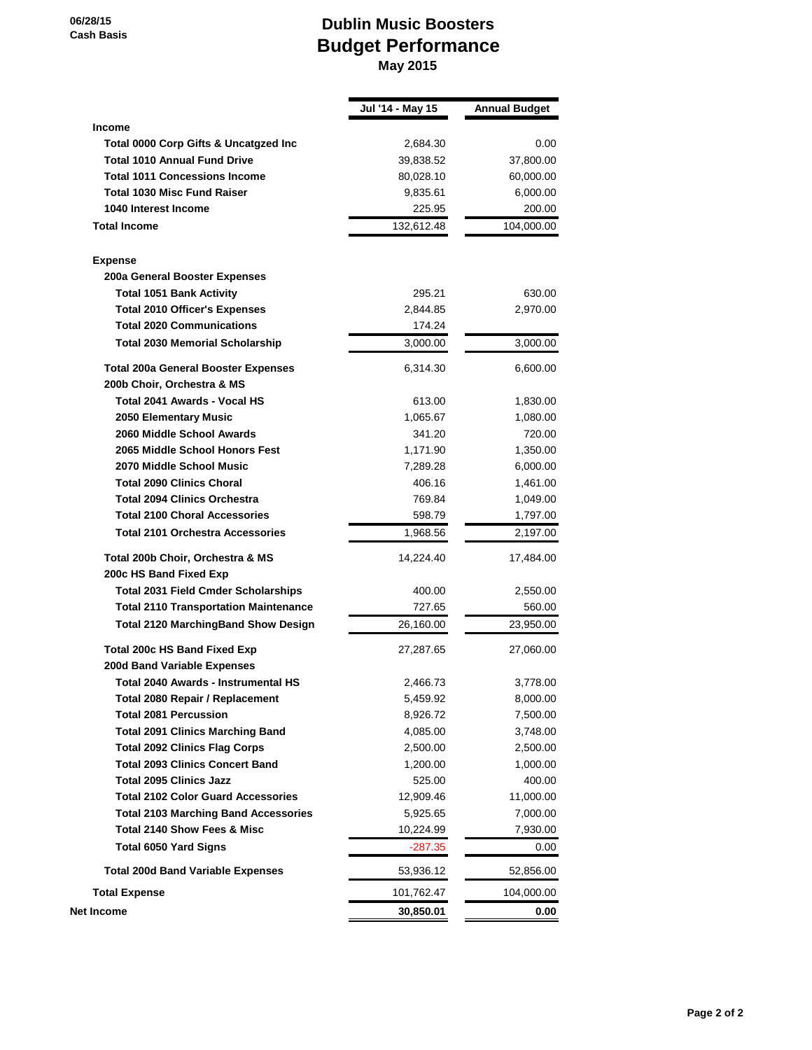06/28/15
Cash Basis

# Dublin Music Boosters
## Budget Performance
### May 2015

| | Jul '14 - May 15 | Annual Budget |
|---|---|---|
| **Income** | | |
| **Total 0000 Corp Gifts & Uncatgzed Inc** | 2,684.30 | 0.00 |
| **Total 1010 Annual Fund Drive** | 39,838.52 | 37,800.00 |
| **Total 1011 Concessions Income** | 80,028.10 | 60,000.00 |
| **Total 1030 Misc Fund Raiser** | 9,835.61 | 6,000.00 |
| **1040 Interest Income** | 225.95 | 200.00 |
| **Total Income** | 132,612.48 | 104,000.00 |
| **Expense** | | |
| **200a General Booster Expenses** | | |
| **Total 1051 Bank Activity** | 295.21 | 630.00 |
| **Total 2010 Officer's Expenses** | 2,844.85 | 2,970.00 |
| **Total 2020 Communications** | 174.24 | |
| **Total 2030 Memorial Scholarship** | 3,000.00 | 3,000.00 |
| **Total 200a General Booster Expenses** | 6,314.30 | 6,600.00 |
| **200b Choir, Orchestra & MS** | | |
| **Total 2041 Awards - Vocal HS** | 613.00 | 1,830.00 |
| **2050 Elementary Music** | 1,065.67 | 1,080.00 |
| **2060 Middle School Awards** | 341.20 | 720.00 |
| **2065 Middle School Honors Fest** | 1,171.90 | 1,350.00 |
| **2070 Middle School Music** | 7,289.28 | 6,000.00 |
| **Total 2090 Clinics Choral** | 406.16 | 1,461.00 |
| **Total 2094 Clinics Orchestra** | 769.84 | 1,049.00 |
| **Total 2100 Choral Accessories** | 598.79 | 1,797.00 |
| **Total 2101 Orchestra Accessories** | 1,968.56 | 2,197.00 |
| **Total 200b Choir, Orchestra & MS** | 14,224.40 | 17,484.00 |
| **200c HS Band Fixed Exp** | | |
| **Total 2031 Field Cmder Scholarships** | 400.00 | 2,550.00 |
| **Total 2110 Transportation Maintenance** | 727.65 | 560.00 |
| **Total 2120 MarchingBand Show Design** | 26,160.00 | 23,950.00 |
| **Total 200c HS Band Fixed Exp** | 27,287.65 | 27,060.00 |
| **200d Band Variable Expenses** | | |
| **Total 2040 Awards - Instrumental HS** | 2,466.73 | 3,778.00 |
| **Total 2080 Repair / Replacement** | 5,459.92 | 8,000.00 |
| **Total 2081 Percussion** | 8,926.72 | 7,500.00 |
| **Total 2091 Clinics Marching Band** | 4,085.00 | 3,748.00 |
| **Total 2092 Clinics Flag Corps** | 2,500.00 | 2,500.00 |
| **Total 2093 Clinics Concert Band** | 1,200.00 | 1,000.00 |
| **Total 2095 Clinics Jazz** | 525.00 | 400.00 |
| **Total 2102 Color Guard Accessories** | 12,909.46 | 11,000.00 |
| **Total 2103 Marching Band Accessories** | 5,925.65 | 7,000.00 |
| **Total 2140 Show Fees & Misc** | 10,224.99 | 7,930.00 |
| **Total 6050 Yard Signs** | -287.35 | 0.00 |
| **Total 200d Band Variable Expenses** | 53,936.12 | 52,856.00 |
| **Total Expense** | 101,762.47 | 104,000.00 |
| **Net Income** | **30,850.01** | **0.00** |